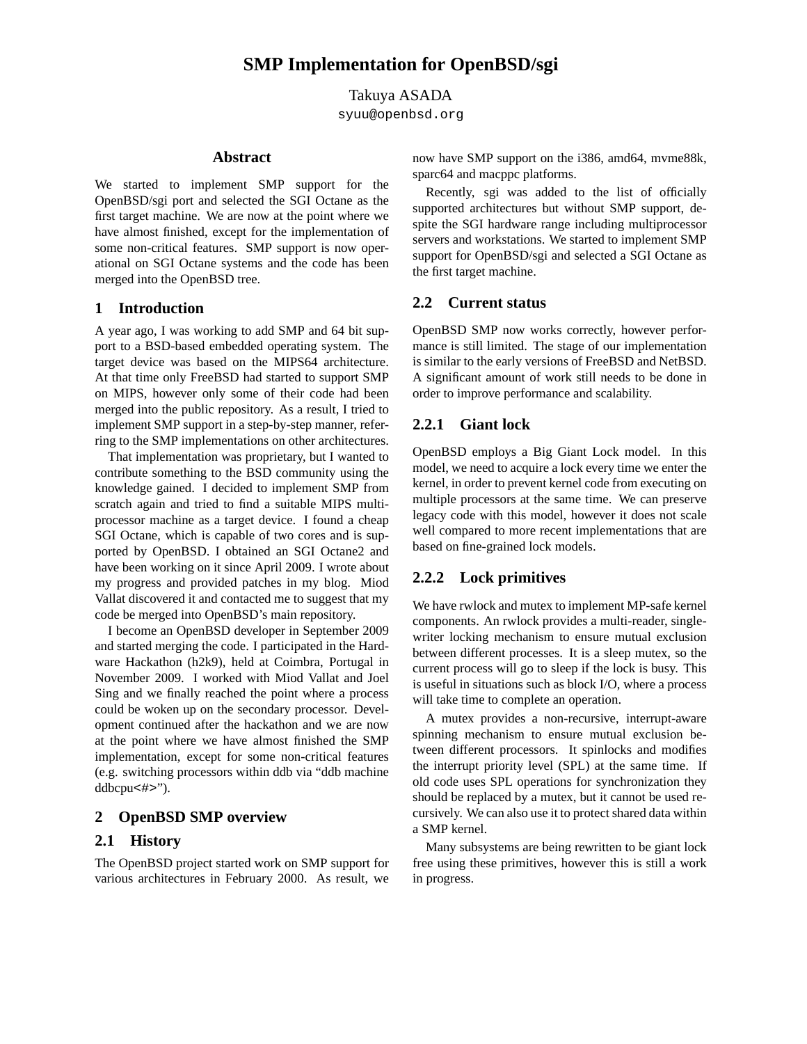# SMP Implementation for OpenBSD/sgi

Takuya ASADA
syuu@openbsd.org

## Abstract

We started to implement SMP support for the OpenBSD/sgi port and selected the SGI Octane as the first target machine. We are now at the point where we have almost finished, except for the implementation of some non-critical features. SMP support is now operational on SGI Octane systems and the code has been merged into the OpenBSD tree.

## 1 Introduction

A year ago, I was working to add SMP and 64 bit support to a BSD-based embedded operating system. The target device was based on the MIPS64 architecture. At that time only FreeBSD had started to support SMP on MIPS, however only some of their code had been merged into the public repository. As a result, I tried to implement SMP support in a step-by-step manner, referring to the SMP implementations on other architectures.

That implementation was proprietary, but I wanted to contribute something to the BSD community using the knowledge gained. I decided to implement SMP from scratch again and tried to find a suitable MIPS multiprocessor machine as a target device. I found a cheap SGI Octane, which is capable of two cores and is supported by OpenBSD. I obtained an SGI Octane2 and have been working on it since April 2009. I wrote about my progress and provided patches in my blog. Miod Vallat discovered it and contacted me to suggest that my code be merged into OpenBSD's main repository.

I become an OpenBSD developer in September 2009 and started merging the code. I participated in the Hardware Hackathon (h2k9), held at Coimbra, Portugal in November 2009. I worked with Miod Vallat and Joel Sing and we finally reached the point where a process could be woken up on the secondary processor. Development continued after the hackathon and we are now at the point where we have almost finished the SMP implementation, except for some non-critical features (e.g. switching processors within ddb via "ddb machine ddbcpu<#>").

## 2 OpenBSD SMP overview

### 2.1 History

The OpenBSD project started work on SMP support for various architectures in February 2000. As result, we now have SMP support on the i386, amd64, mvme88k, sparc64 and macppc platforms.

Recently, sgi was added to the list of officially supported architectures but without SMP support, despite the SGI hardware range including multiprocessor servers and workstations. We started to implement SMP support for OpenBSD/sgi and selected a SGI Octane as the first target machine.

### 2.2 Current status

OpenBSD SMP now works correctly, however performance is still limited. The stage of our implementation is similar to the early versions of FreeBSD and NetBSD. A significant amount of work still needs to be done in order to improve performance and scalability.

#### 2.2.1 Giant lock

OpenBSD employs a Big Giant Lock model. In this model, we need to acquire a lock every time we enter the kernel, in order to prevent kernel code from executing on multiple processors at the same time. We can preserve legacy code with this model, however it does not scale well compared to more recent implementations that are based on fine-grained lock models.

#### 2.2.2 Lock primitives

We have rwlock and mutex to implement MP-safe kernel components. An rwlock provides a multi-reader, single-writer locking mechanism to ensure mutual exclusion between different processes. It is a sleep mutex, so the current process will go to sleep if the lock is busy. This is useful in situations such as block I/O, where a process will take time to complete an operation.

A mutex provides a non-recursive, interrupt-aware spinning mechanism to ensure mutual exclusion between different processors. It spinlocks and modifies the interrupt priority level (SPL) at the same time. If old code uses SPL operations for synchronization they should be replaced by a mutex, but it cannot be used recursively. We can also use it to protect shared data within a SMP kernel.

Many subsystems are being rewritten to be giant lock free using these primitives, however this is still a work in progress.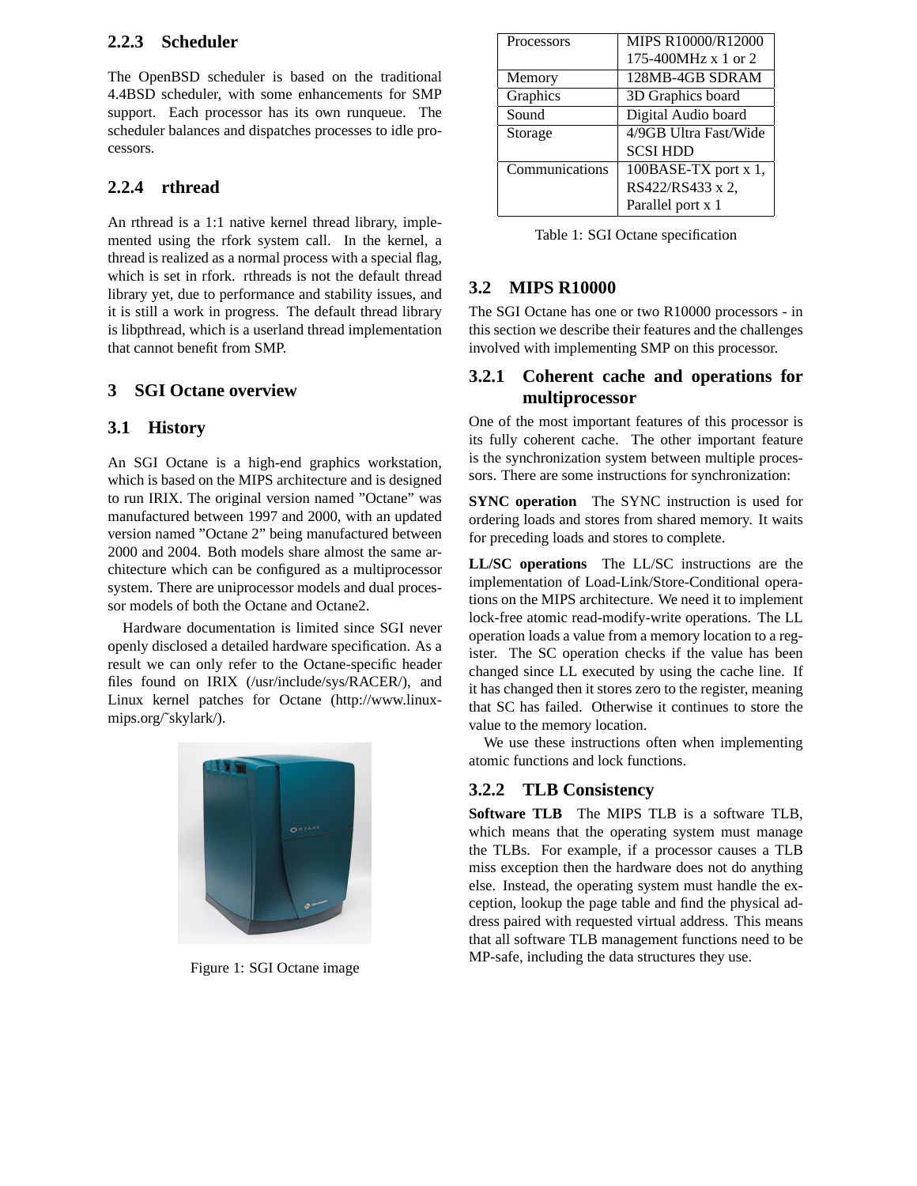### 2.2.3 Scheduler

The OpenBSD scheduler is based on the traditional 4.4BSD scheduler, with some enhancements for SMP support. Each processor has its own runqueue. The scheduler balances and dispatches processes to idle processors.

### 2.2.4 rthread

An rthread is a 1:1 native kernel thread library, implemented using the rfork system call. In the kernel, a thread is realized as a normal process with a special flag, which is set in rfork. rthreads is not the default thread library yet, due to performance and stability issues, and it is still a work in progress. The default thread library is libpthread, which is a userland thread implementation that cannot benefit from SMP.

## 3 SGI Octane overview

### 3.1 History

An SGI Octane is a high-end graphics workstation, which is based on the MIPS architecture and is designed to run IRIX. The original version named "Octane" was manufactured between 1997 and 2000, with an updated version named "Octane 2" being manufactured between 2000 and 2004. Both models share almost the same architecture which can be configured as a multiprocessor system. There are uniprocessor models and dual processor models of both the Octane and Octane2.

Hardware documentation is limited since SGI never openly disclosed a detailed hardware specification. As a result we can only refer to the Octane-specific header files found on IRIX (/usr/include/sys/RACER/), and Linux kernel patches for Octane (http://www.linux-mips.org/~skylark/).

Figure 1: SGI Octane image

| Processors | MIPS R10000/R12000 175-400MHz x 1 or 2 |
|---|---|
| Memory | 128MB-4GB SDRAM |
| Graphics | 3D Graphics board |
| Sound | Digital Audio board |
| Storage | 4/9GB Ultra Fast/Wide SCSI HDD |
| Communications | 100BASE-TX port x 1, RS422/RS433 x 2, Parallel port x 1 |

Table 1: SGI Octane specification

### 3.2 MIPS R10000

The SGI Octane has one or two R10000 processors - in this section we describe their features and the challenges involved with implementing SMP on this processor.

#### 3.2.1 Coherent cache and operations for multiprocessor

One of the most important features of this processor is its fully coherent cache. The other important feature is the synchronization system between multiple processors. There are some instructions for synchronization:

**SYNC operation** The SYNC instruction is used for ordering loads and stores from shared memory. It waits for preceding loads and stores to complete.

**LL/SC operations** The LL/SC instructions are the implementation of Load-Link/Store-Conditional operations on the MIPS architecture. We need it to implement lock-free atomic read-modify-write operations. The LL operation loads a value from a memory location to a register. The SC operation checks if the value has been changed since LL executed by using the cache line. If it has changed then it stores zero to the register, meaning that SC has failed. Otherwise it continues to store the value to the memory location.

We use these instructions often when implementing atomic functions and lock functions.

#### 3.2.2 TLB Consistency

**Software TLB** The MIPS TLB is a software TLB, which means that the operating system must manage the TLBs. For example, if a processor causes a TLB miss exception then the hardware does not do anything else. Instead, the operating system must handle the exception, lookup the page table and find the physical address paired with requested virtual address. This means that all software TLB management functions need to be MP-safe, including the data structures they use.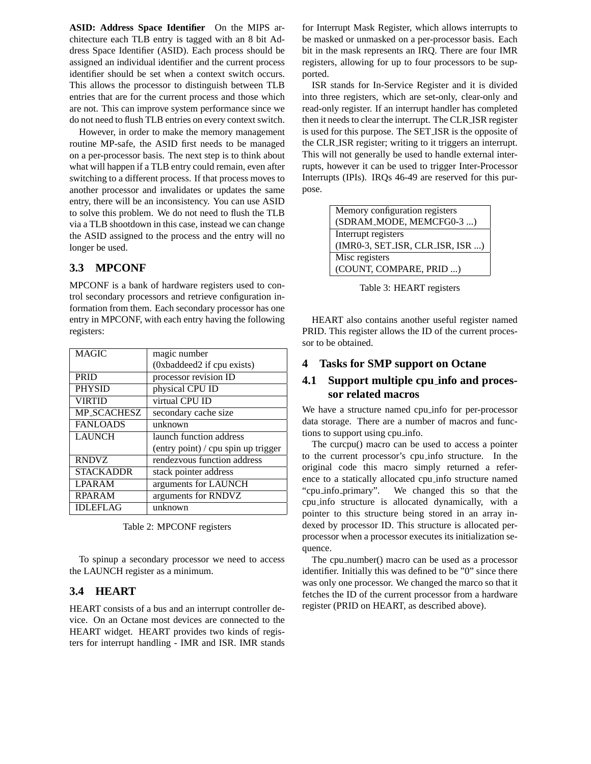**ASID: Address Space Identifier** On the MIPS architecture each TLB entry is tagged with an 8 bit Address Space Identifier (ASID). Each process should be assigned an individual identifier and the current process identifier should be set when a context switch occurs. This allows the processor to distinguish between TLB entries that are for the current process and those which are not. This can improve system performance since we do not need to flush TLB entries on every context switch.

However, in order to make the memory management routine MP-safe, the ASID first needs to be managed on a per-processor basis. The next step is to think about what will happen if a TLB entry could remain, even after switching to a different process. If that process moves to another processor and invalidates or updates the same entry, there will be an inconsistency. You can use ASID to solve this problem. We do not need to flush the TLB via a TLB shootdown in this case, instead we can change the ASID assigned to the process and the entry will no longer be used.

### 3.3 MPCONF

MPCONF is a bank of hardware registers used to control secondary processors and retrieve configuration information from them. Each secondary processor has one entry in MPCONF, with each entry having the following registers:

| MAGIC | magic number (0xbaddeed2 if cpu exists) |
|---|---|
| PRID | processor revision ID |
| PHYSID | physical CPU ID |
| VIRTID | virtual CPU ID |
| MP_SCACHESZ | secondary cache size |
| FANLOADS | unknown |
| LAUNCH | launch function address (entry point) / cpu spin up trigger |
| RNDVZ | rendezvous function address |
| STACKADDR | stack pointer address |
| LPARAM | arguments for LAUNCH |
| RPARAM | arguments for RNDVZ |
| IDLEFLAG | unknown |

Table 2: MPCONF registers

To spinup a secondary processor we need to access the LAUNCH register as a minimum.

### 3.4 HEART

HEART consists of a bus and an interrupt controller device. On an Octane most devices are connected to the HEART widget. HEART provides two kinds of registers for interrupt handling - IMR and ISR. IMR stands for Interrupt Mask Register, which allows interrupts to be masked or unmasked on a per-processor basis. Each bit in the mask represents an IRQ. There are four IMR registers, allowing for up to four processors to be supported.

ISR stands for In-Service Register and it is divided into three registers, which are set-only, clear-only and read-only register. If an interrupt handler has completed then it needs to clear the interrupt. The CLR_ISR register is used for this purpose. The SET_ISR is the opposite of the CLR_ISR register; writing to it triggers an interrupt. This will not generally be used to handle external interrupts, however it can be used to trigger Inter-Processor Interrupts (IPIs). IRQs 46-49 are reserved for this purpose.

| Memory configuration registers (SDRAM_MODE, MEMCFG0-3 ...) |
|---|
| Interrupt registers (IMR0-3, SET_ISR, CLR_ISR, ISR ...) |
| Misc registers (COUNT, COMPARE, PRID ...) |

Table 3: HEART registers

HEART also contains another useful register named PRID. This register allows the ID of the current processor to be obtained.

## 4 Tasks for SMP support on Octane

### 4.1 Support multiple cpu_info and processor related macros

We have a structure named cpu_info for per-processor data storage. There are a number of macros and functions to support using cpu_info.

The curcpu() macro can be used to access a pointer to the current processor's cpu_info structure. In the original code this macro simply returned a reference to a statically allocated cpu_info structure named "cpu_info_primary". We changed this so that the cpu_info structure is allocated dynamically, with a pointer to this structure being stored in an array indexed by processor ID. This structure is allocated per-processor when a processor executes its initialization sequence.

The cpu_number() macro can be used as a processor identifier. Initially this was defined to be "0" since there was only one processor. We changed the marco so that it fetches the ID of the current processor from a hardware register (PRID on HEART, as described above).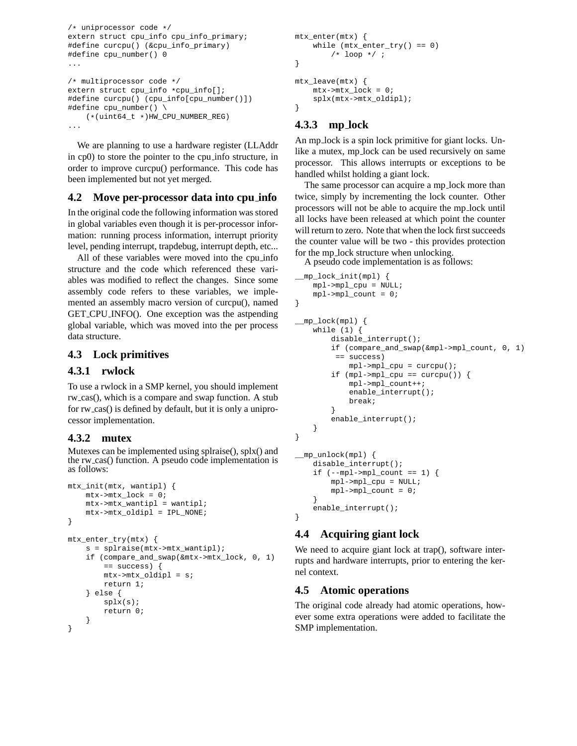```
/* uniprocessor code */
extern struct cpu_info cpu_info_primary;
#define curcpu() (&cpu_info_primary)
#define cpu_number() 0
...

/* multiprocessor code */
extern struct cpu_info *cpu_info[];
#define curcpu() (cpu_info[cpu_number()])
#define cpu_number() \
    (*(uint64_t *)HW_CPU_NUMBER_REG)
...
```

We are planning to use a hardware register (LLAddr in cp0) to store the pointer to the cpu_info structure, in order to improve curcpu() performance. This code has been implemented but not yet merged.

### 4.2 Move per-processor data into cpu_info

In the original code the following information was stored in global variables even though it is per-processor information: running process information, interrupt priority level, pending interrupt, trapdebug, interrupt depth, etc...

All of these variables were moved into the cpu_info structure and the code which referenced these variables was modified to reflect the changes. Since some assembly code refers to these variables, we implemented an assembly macro version of curcpu(), named GET_CPU_INFO(). One exception was the astpending global variable, which was moved into the per process data structure.

### 4.3 Lock primitives

#### 4.3.1 rwlock

To use a rwlock in a SMP kernel, you should implement rw_cas(), which is a compare and swap function. A stub for rw_cas() is defined by default, but it is only a uniprocessor implementation.

#### 4.3.2 mutex

Mutexes can be implemented using splraise(), splx() and the rw_cas() function. A pseudo code implementation is as follows:

```
mtx_init(mtx, wantipl) {
    mtx->mtx_lock = 0;
    mtx->mtx_wantipl = wantipl;
    mtx->mtx_oldipl = IPL_NONE;
}

mtx_enter_try(mtx) {
    s = splraise(mtx->mtx_wantipl);
    if (compare_and_swap(&mtx->mtx_lock, 0, 1)
        == success) {
        mtx->mtx_oldipl = s;
        return 1;
    } else {
        splx(s);
        return 0;
    }
}

mtx_enter(mtx) {
    while (mtx_enter_try() == 0)
        /* loop */ ;
}

mtx_leave(mtx) {
    mtx->mtx_lock = 0;
    splx(mtx->mtx_oldipl);
}
```

#### 4.3.3 mp_lock

An mp_lock is a spin lock primitive for giant locks. Unlike a mutex, mp_lock can be used recursively on same processor. This allows interrupts or exceptions to be handled whilst holding a giant lock.

The same processor can acquire a mp_lock more than twice, simply by incrementing the lock counter. Other processors will not be able to acquire the mp_lock until all locks have been released at which point the counter will return to zero. Note that when the lock first succeeds the counter value will be two - this provides protection for the mp_lock structure when unlocking.

A pseudo code implementation is as follows:

```
__mp_lock_init(mpl) {
    mpl->mpl_cpu = NULL;
    mpl->mpl_count = 0;
}

__mp_lock(mpl) {
    while (1) {
        disable_interrupt();
        if (compare_and_swap(&mpl->mpl_count, 0, 1)
         == success)
            mpl->mpl_cpu = curcpu();
        if (mpl->mpl_cpu == curcpu()) {
            mpl->mpl_count++;
            enable_interrupt();
            break;
        }
        enable_interrupt();
    }
}

__mp_unlock(mpl) {
    disable_interrupt();
    if (--mpl->mpl_count == 1) {
        mpl->mpl_cpu = NULL;
        mpl->mpl_count = 0;
    }
    enable_interrupt();
}
```

### 4.4 Acquiring giant lock

We need to acquire giant lock at trap(), software interrupts and hardware interrupts, prior to entering the kernel context.

### 4.5 Atomic operations

The original code already had atomic operations, however some extra operations were added to facilitate the SMP implementation.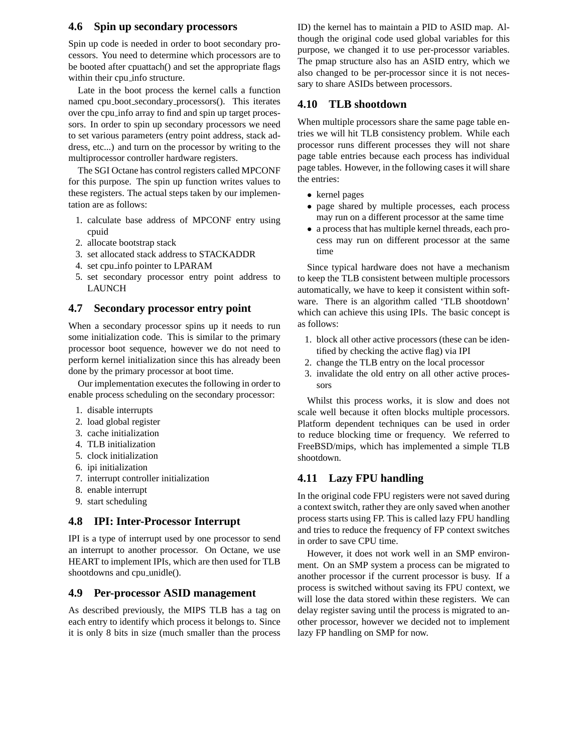### 4.6 Spin up secondary processors

Spin up code is needed in order to boot secondary processors. You need to determine which processors are to be booted after cpuattach() and set the appropriate flags within their cpu_info structure.

Late in the boot process the kernel calls a function named cpu_boot_secondary_processors(). This iterates over the cpu_info array to find and spin up target processors. In order to spin up secondary processors we need to set various parameters (entry point address, stack address, etc...) and turn on the processor by writing to the multiprocessor controller hardware registers.

The SGI Octane has control registers called MPCONF for this purpose. The spin up function writes values to these registers. The actual steps taken by our implementation are as follows:

1. calculate base address of MPCONF entry using cpuid
2. allocate bootstrap stack
3. set allocated stack address to STACKADDR
4. set cpu_info pointer to LPARAM
5. set secondary processor entry point address to LAUNCH

### 4.7 Secondary processor entry point

When a secondary processor spins up it needs to run some initialization code. This is similar to the primary processor boot sequence, however we do not need to perform kernel initialization since this has already been done by the primary processor at boot time.

Our implementation executes the following in order to enable process scheduling on the secondary processor:

1. disable interrupts
2. load global register
3. cache initialization
4. TLB initialization
5. clock initialization
6. ipi initialization
7. interrupt controller initialization
8. enable interrupt
9. start scheduling

### 4.8 IPI: Inter-Processor Interrupt

IPI is a type of interrupt used by one processor to send an interrupt to another processor. On Octane, we use HEART to implement IPIs, which are then used for TLB shootdowns and cpu_unidle().

### 4.9 Per-processor ASID management

As described previously, the MIPS TLB has a tag on each entry to identify which process it belongs to. Since it is only 8 bits in size (much smaller than the process ID) the kernel has to maintain a PID to ASID map. Although the original code used global variables for this purpose, we changed it to use per-processor variables. The pmap structure also has an ASID entry, which we also changed to be per-processor since it is not necessary to share ASIDs between processors.

### 4.10 TLB shootdown

When multiple processors share the same page table entries we will hit TLB consistency problem. While each processor runs different processes they will not share page table entries because each process has individual page tables. However, in the following cases it will share the entries:

- kernel pages
- page shared by multiple processes, each process may run on a different processor at the same time
- a process that has multiple kernel threads, each process may run on different processor at the same time

Since typical hardware does not have a mechanism to keep the TLB consistent between multiple processors automatically, we have to keep it consistent within software. There is an algorithm called 'TLB shootdown' which can achieve this using IPIs. The basic concept is as follows:

1. block all other active processors (these can be identified by checking the active flag) via IPI
2. change the TLB entry on the local processor
3. invalidate the old entry on all other active processors

Whilst this process works, it is slow and does not scale well because it often blocks multiple processors. Platform dependent techniques can be used in order to reduce blocking time or frequency. We referred to FreeBSD/mips, which has implemented a simple TLB shootdown.

### 4.11 Lazy FPU handling

In the original code FPU registers were not saved during a context switch, rather they are only saved when another process starts using FP. This is called lazy FPU handling and tries to reduce the frequency of FP context switches in order to save CPU time.

However, it does not work well in an SMP environment. On an SMP system a process can be migrated to another processor if the current processor is busy. If a process is switched without saving its FPU context, we will lose the data stored within these registers. We can delay register saving until the process is migrated to another processor, however we decided not to implement lazy FP handling on SMP for now.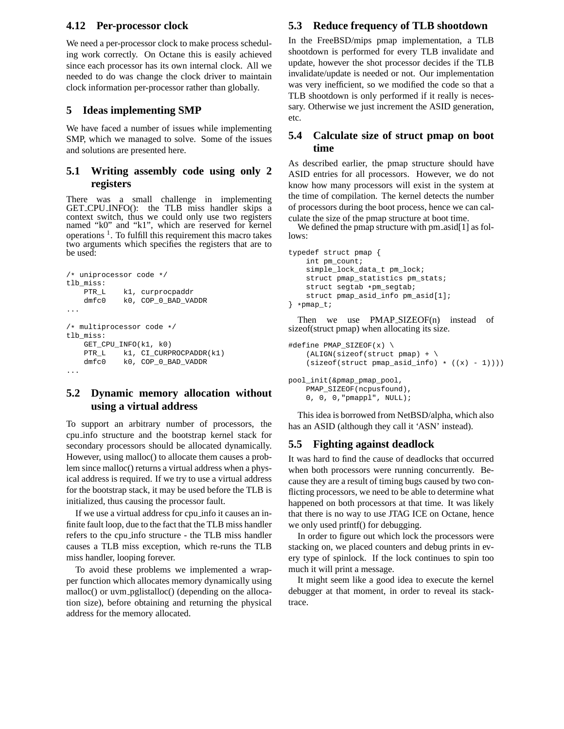### 4.12 Per-processor clock

We need a per-processor clock to make process scheduling work correctly. On Octane this is easily achieved since each processor has its own internal clock. All we needed to do was change the clock driver to maintain clock information per-processor rather than globally.

## 5 Ideas implementing SMP

We have faced a number of issues while implementing SMP, which we managed to solve. Some of the issues and solutions are presented here.

### 5.1 Writing assembly code using only 2 registers

There was a small challenge in implementing GET_CPU_INFO(): the TLB miss handler skips a context switch, thus we could only use two registers named "k0" and "k1", which are reserved for kernel operations [1]. To fulfill this requirement this macro takes two arguments which specifies the registers that are to be used:

```
/* uniprocessor code */
tlb_miss:
    PTR_L    k1, curprocpaddr
    dmfc0    k0, COP_0_BAD_VADDR
...

/* multiprocessor code */
tlb_miss:
    GET_CPU_INFO(k1, k0)
    PTR_L    k1, CI_CURPROCPADDR(k1)
    dmfc0    k0, COP_0_BAD_VADDR
...
```

### 5.2 Dynamic memory allocation without using a virtual address

To support an arbitrary number of processors, the cpu_info structure and the bootstrap kernel stack for secondary processors should be allocated dynamically. However, using malloc() to allocate them causes a problem since malloc() returns a virtual address when a physical address is required. If we try to use a virtual address for the bootstrap stack, it may be used before the TLB is initialized, thus causing the processor fault.

If we use a virtual address for cpu_info it causes an infinite fault loop, due to the fact that the TLB miss handler refers to the cpu_info structure - the TLB miss handler causes a TLB miss exception, which re-runs the TLB miss handler, looping forever.

To avoid these problems we implemented a wrapper function which allocates memory dynamically using malloc() or uvm_pglistalloc() (depending on the allocation size), before obtaining and returning the physical address for the memory allocated.

### 5.3 Reduce frequency of TLB shootdown

In the FreeBSD/mips pmap implementation, a TLB shootdown is performed for every TLB invalidate and update, however the shot processor decides if the TLB invalidate/update is needed or not. Our implementation was very inefficient, so we modified the code so that a TLB shootdown is only performed if it really is necessary. Otherwise we just increment the ASID generation, etc.

### 5.4 Calculate size of struct pmap on boot time

As described earlier, the pmap structure should have ASID entries for all processors. However, we do not know how many processors will exist in the system at the time of compilation. The kernel detects the number of processors during the boot process, hence we can calculate the size of the pmap structure at boot time.

We defined the pmap structure with pm_asid[1] as follows:

```
typedef struct pmap {
    int pm_count;
    simple_lock_data_t pm_lock;
    struct pmap_statistics pm_stats;
    struct segtab *pm_segtab;
    struct pmap_asid_info pm_asid[1];
} *pmap_t;
```

Then we use PMAP_SIZEOF(n) instead of sizeof(struct pmap) when allocating its size.

```
#define PMAP_SIZEOF(x) \
    (ALIGN(sizeof(struct pmap) + \
    (sizeof(struct pmap_asid_info) * ((x) - 1))))

pool_init(&pmap_pmap_pool,
    PMAP_SIZEOF(ncpusfound),
    0, 0, 0,"pmappl", NULL);
```

This idea is borrowed from NetBSD/alpha, which also has an ASID (although they call it 'ASN' instead).

### 5.5 Fighting against deadlock

It was hard to find the cause of deadlocks that occurred when both processors were running concurrently. Because they are a result of timing bugs caused by two conflicting processors, we need to be able to determine what happened on both processors at that time. It was likely that there is no way to use JTAG ICE on Octane, hence we only used printf() for debugging.

In order to figure out which lock the processors were stacking on, we placed counters and debug prints in every type of spinlock. If the lock continues to spin too much it will print a message.

It might seem like a good idea to execute the kernel debugger at that moment, in order to reveal its stacktrace.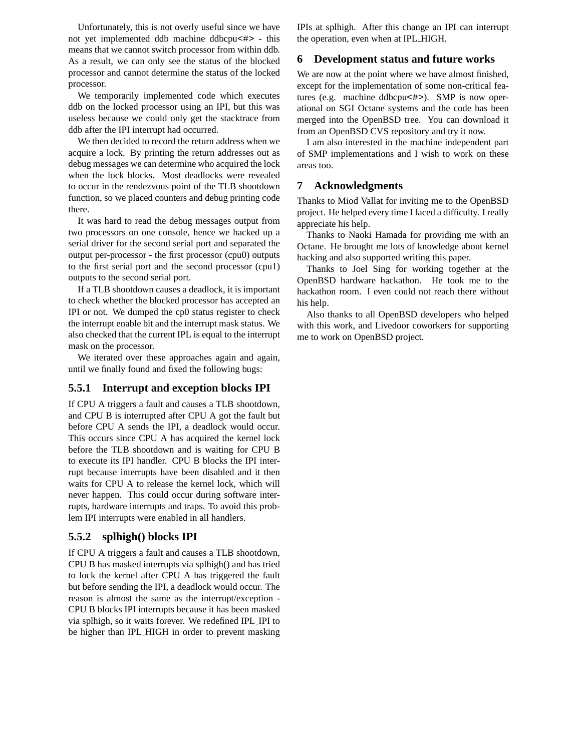Unfortunately, this is not overly useful since we have not yet implemented ddb machine ddbcpu<#> - this means that we cannot switch processor from within ddb. As a result, we can only see the status of the blocked processor and cannot determine the status of the locked processor.

We temporarily implemented code which executes ddb on the locked processor using an IPI, but this was useless because we could only get the stacktrace from ddb after the IPI interrupt had occurred.

We then decided to record the return address when we acquire a lock. By printing the return addresses out as debug messages we can determine who acquired the lock when the lock blocks. Most deadlocks were revealed to occur in the rendezvous point of the TLB shootdown function, so we placed counters and debug printing code there.

It was hard to read the debug messages output from two processors on one console, hence we hacked up a serial driver for the second serial port and separated the output per-processor - the first processor (cpu0) outputs to the first serial port and the second processor (cpu1) outputs to the second serial port.

If a TLB shootdown causes a deadlock, it is important to check whether the blocked processor has accepted an IPI or not. We dumped the cp0 status register to check the interrupt enable bit and the interrupt mask status. We also checked that the current IPL is equal to the interrupt mask on the processor.

We iterated over these approaches again and again, until we finally found and fixed the following bugs:

### 5.5.1 Interrupt and exception blocks IPI

If CPU A triggers a fault and causes a TLB shootdown, and CPU B is interrupted after CPU A got the fault but before CPU A sends the IPI, a deadlock would occur. This occurs since CPU A has acquired the kernel lock before the TLB shootdown and is waiting for CPU B to execute its IPI handler. CPU B blocks the IPI interrupt because interrupts have been disabled and it then waits for CPU A to release the kernel lock, which will never happen. This could occur during software interrupts, hardware interrupts and traps. To avoid this problem IPI interrupts were enabled in all handlers.

### 5.5.2 splhigh() blocks IPI

If CPU A triggers a fault and causes a TLB shootdown, CPU B has masked interrupts via splhigh() and has tried to lock the kernel after CPU A has triggered the fault but before sending the IPI, a deadlock would occur. The reason is almost the same as the interrupt/exception - CPU B blocks IPI interrupts because it has been masked via splhigh, so it waits forever. We redefined IPL_IPI to be higher than IPL_HIGH in order to prevent masking IPIs at splhigh. After this change an IPI can interrupt the operation, even when at IPL_HIGH.

## 6 Development status and future works

We are now at the point where we have almost finished, except for the implementation of some non-critical features (e.g. machine ddbcpu<#>). SMP is now operational on SGI Octane systems and the code has been merged into the OpenBSD tree. You can download it from an OpenBSD CVS repository and try it now.

I am also interested in the machine independent part of SMP implementations and I wish to work on these areas too.

## 7 Acknowledgments

Thanks to Miod Vallat for inviting me to the OpenBSD project. He helped every time I faced a difficulty. I really appreciate his help.

Thanks to Naoki Hamada for providing me with an Octane. He brought me lots of knowledge about kernel hacking and also supported writing this paper.

Thanks to Joel Sing for working together at the OpenBSD hardware hackathon. He took me to the hackathon room. I even could not reach there without his help.

Also thanks to all OpenBSD developers who helped with this work, and Livedoor coworkers for supporting me to work on OpenBSD project.